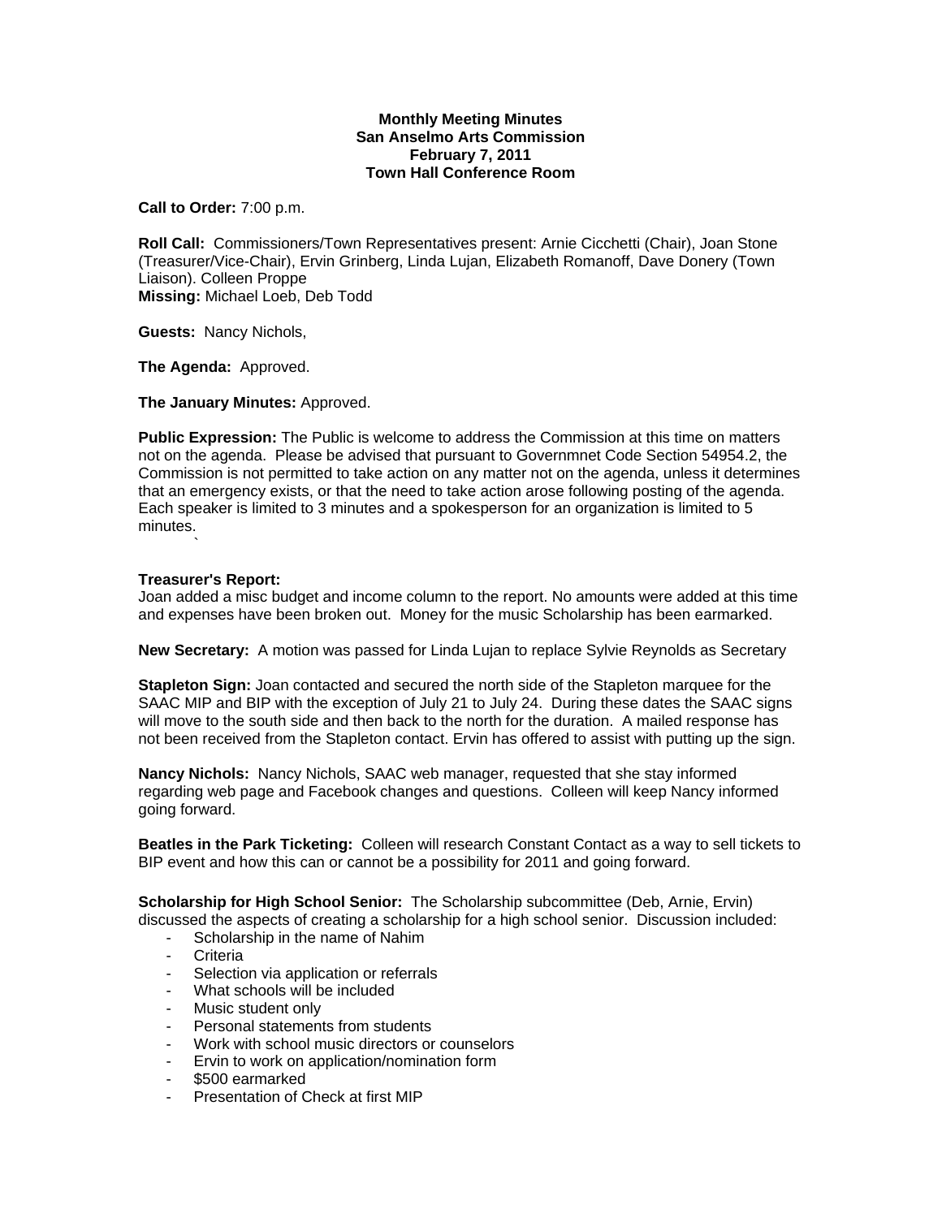**Monthly Meeting Minutes**
**San Anselmo Arts Commission**
**February 7, 2011**
**Town Hall Conference Room**

**Call to Order:** 7:00 p.m.

**Roll Call:** Commissioners/Town Representatives present: Arnie Cicchetti (Chair), Joan Stone (Treasurer/Vice-Chair), Ervin Grinberg, Linda Lujan, Elizabeth Romanoff, Dave Donery (Town Liaison). Colleen Proppe
**Missing:** Michael Loeb, Deb Todd

**Guests:** Nancy Nichols,

**The Agenda:** Approved.

**The January Minutes:** Approved.

**Public Expression:** The Public is welcome to address the Commission at this time on matters not on the agenda. Please be advised that pursuant to Governmnet Code Section 54954.2, the Commission is not permitted to take action on any matter not on the agenda, unless it determines that an emergency exists, or that the need to take action arose following posting of the agenda. Each speaker is limited to 3 minutes and a spokesperson for an organization is limited to 5 minutes.
`

**Treasurer's Report:**
Joan added a misc budget and income column to the report. No amounts were added at this time and expenses have been broken out. Money for the music Scholarship has been earmarked.

**New Secretary:** A motion was passed for Linda Lujan to replace Sylvie Reynolds as Secretary

**Stapleton Sign:** Joan contacted and secured the north side of the Stapleton marquee for the SAAC MIP and BIP with the exception of July 21 to July 24. During these dates the SAAC signs will move to the south side and then back to the north for the duration. A mailed response has not been received from the Stapleton contact. Ervin has offered to assist with putting up the sign.

**Nancy Nichols:** Nancy Nichols, SAAC web manager, requested that she stay informed regarding web page and Facebook changes and questions. Colleen will keep Nancy informed going forward.

**Beatles in the Park Ticketing:** Colleen will research Constant Contact as a way to sell tickets to BIP event and how this can or cannot be a possibility for 2011 and going forward.

**Scholarship for High School Senior:** The Scholarship subcommittee (Deb, Arnie, Ervin) discussed the aspects of creating a scholarship for a high school senior. Discussion included:

- Scholarship in the name of Nahim
- Criteria
- Selection via application or referrals
- What schools will be included
- Music student only
- Personal statements from students
- Work with school music directors or counselors
- Ervin to work on application/nomination form
- \$500 earmarked
- Presentation of Check at first MIP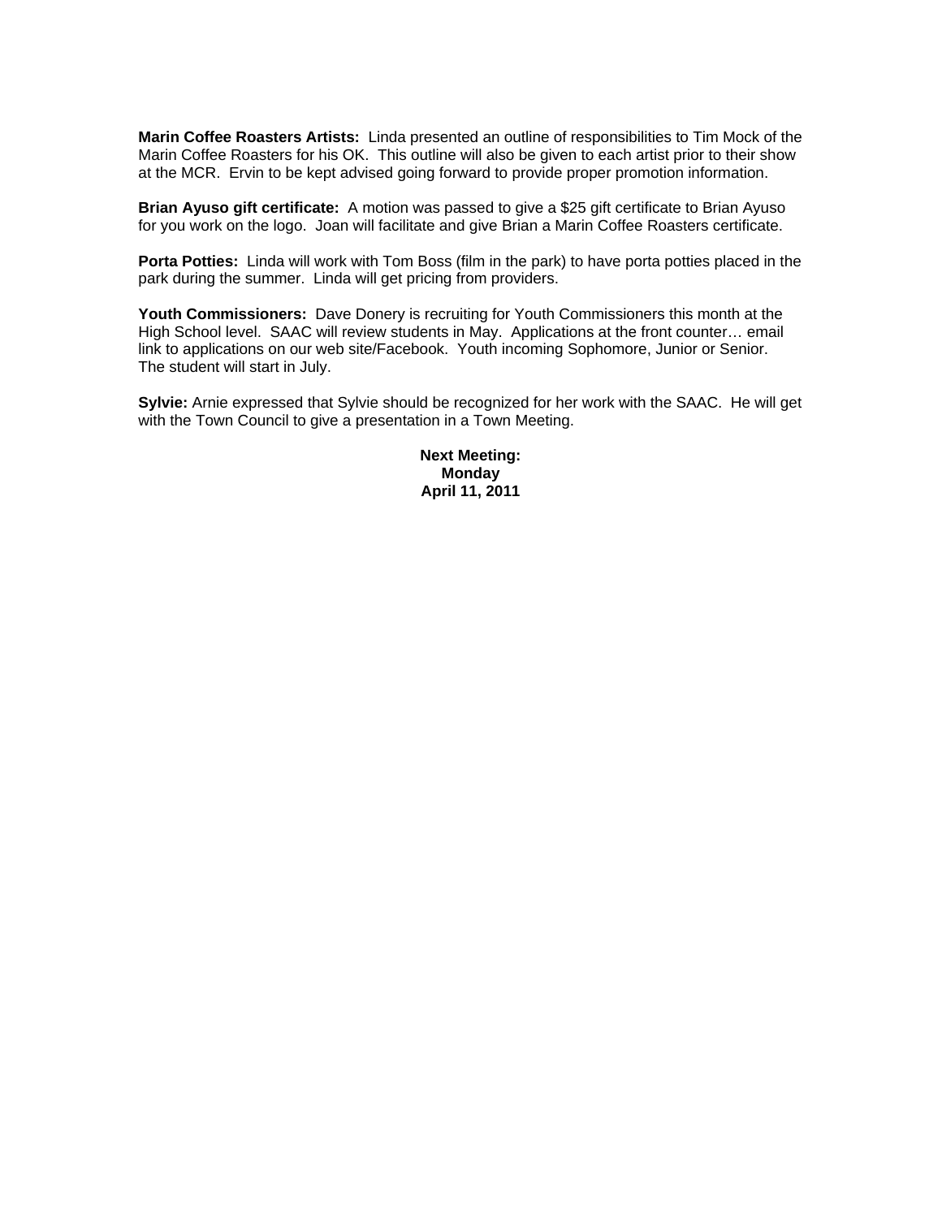**Marin Coffee Roasters Artists:** Linda presented an outline of responsibilities to Tim Mock of the Marin Coffee Roasters for his OK. This outline will also be given to each artist prior to their show at the MCR. Ervin to be kept advised going forward to provide proper promotion information.

**Brian Ayuso gift certificate:** A motion was passed to give a $25 gift certificate to Brian Ayuso for you work on the logo. Joan will facilitate and give Brian a Marin Coffee Roasters certificate.

**Porta Potties:** Linda will work with Tom Boss (film in the park) to have porta potties placed in the park during the summer. Linda will get pricing from providers.

**Youth Commissioners:** Dave Donery is recruiting for Youth Commissioners this month at the High School level. SAAC will review students in May. Applications at the front counter… email link to applications on our web site/Facebook. Youth incoming Sophomore, Junior or Senior. The student will start in July.

**Sylvie:** Arnie expressed that Sylvie should be recognized for her work with the SAAC. He will get with the Town Council to give a presentation in a Town Meeting.

**Next Meeting:**
**Monday**
**April 11, 2011**